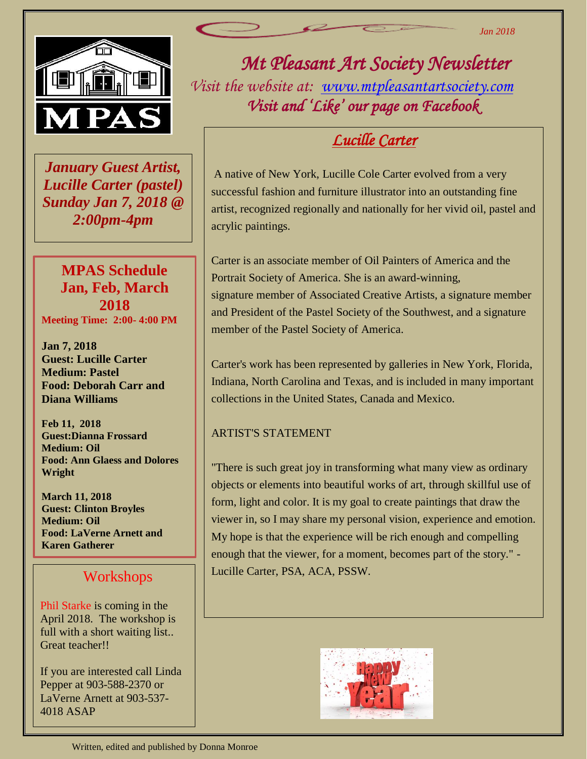*Jan 2018*

# *Mt Pleasant Art Society Newsletter*

*Visit the website at: [www.mtpleasantartsociety.com](http://www.mtpleasantartsociety.com)*

*Visit and 'Like' our page on Facebook*

***January Guest Artist, Lucille Carter (pastel) Sunday Jan 7, 2018 @ 2:00pm-4pm***

## MPAS Schedule Jan, Feb, March 2018

**Meeting Time: 2:00- 4:00 PM**

**Jan 7, 2018**
**Guest: Lucille Carter**
**Medium: Pastel**
**Food: Deborah Carr and Diana Williams**

**Feb 11, 2018**
**Guest:Dianna Frossard**
**Medium: Oil**
**Food: Ann Glaess and Dolores Wright**

**March 11, 2018**
**Guest: Clinton Broyles**
**Medium: Oil**
**Food: LaVerne Arnett and Karen Gatherer**

## Workshops

Phil Starke is coming in the April 2018. The workshop is full with a short waiting list.. Great teacher!!

If you are interested call Linda Pepper at 903-588-2370 or LaVerne Arnett at 903-537-4018 ASAP

## *Lucille Carter*

A native of New York, Lucille Cole Carter evolved from a very successful fashion and furniture illustrator into an outstanding fine artist, recognized regionally and nationally for her vivid oil, pastel and acrylic paintings.

Carter is an associate member of Oil Painters of America and the Portrait Society of America. She is an award-winning, signature member of Associated Creative Artists, a signature member and President of the Pastel Society of the Southwest, and a signature member of the Pastel Society of America.

Carter's work has been represented by galleries in New York, Florida, Indiana, North Carolina and Texas, and is included in many important collections in the United States, Canada and Mexico.

ARTIST'S STATEMENT

"There is such great joy in transforming what many view as ordinary objects or elements into beautiful works of art, through skillful use of form, light and color. It is my goal to create paintings that draw the viewer in, so I may share my personal vision, experience and emotion. My hope is that the experience will be rich enough and compelling enough that the viewer, for a moment, becomes part of the story." - Lucille Carter, PSA, ACA, PSSW.

Written, edited and published by Donna Monroe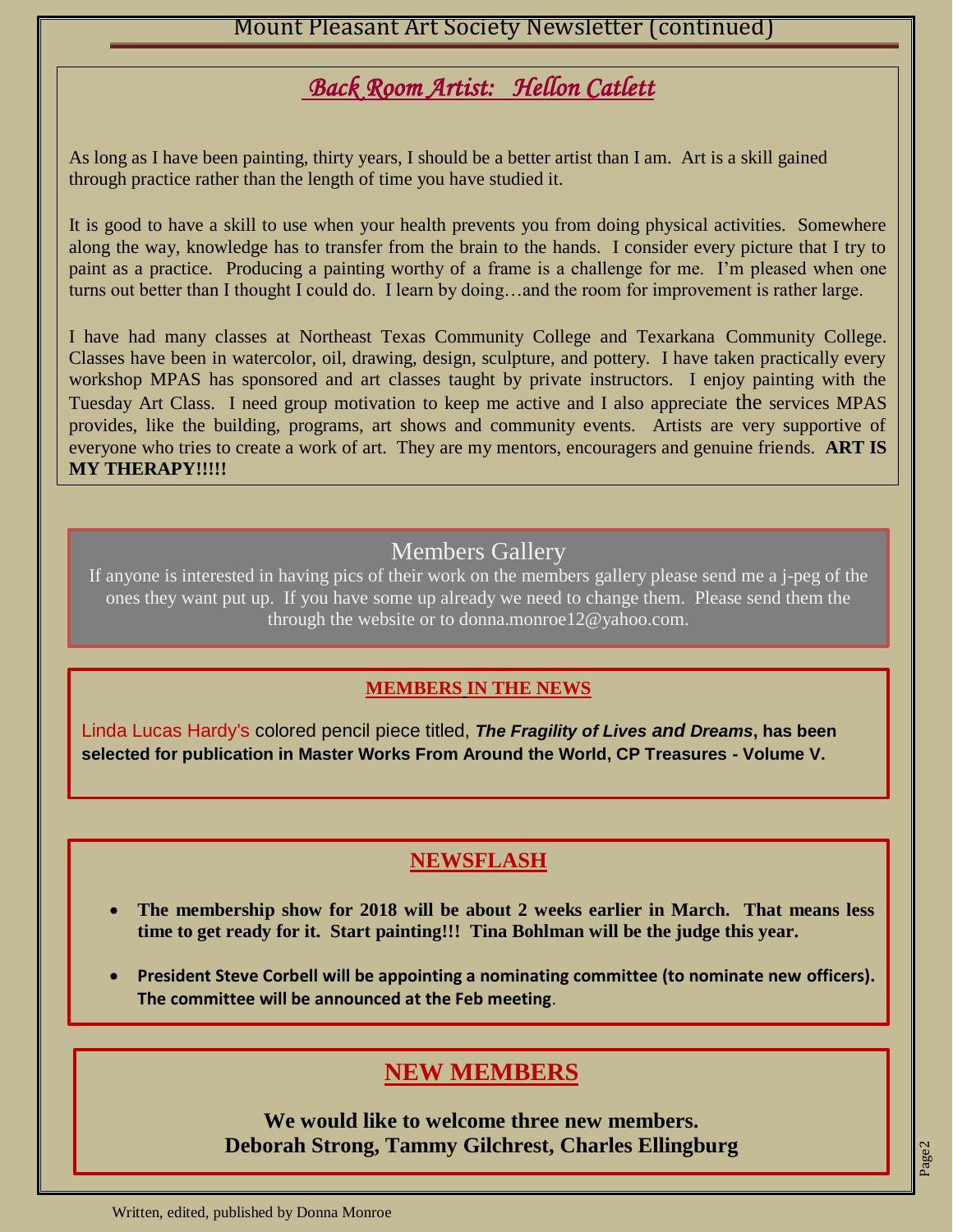## *Back Room Artist: Hellon Catlett*

As long as I have been painting, thirty years, I should be a better artist than I am. Art is a skill gained through practice rather than the length of time you have studied it.

It is good to have a skill to use when your health prevents you from doing physical activities. Somewhere along the way, knowledge has to transfer from the brain to the hands. I consider every picture that I try to paint as a practice. Producing a painting worthy of a frame is a challenge for me. I'm pleased when one turns out better than I thought I could do. I learn by doing…and the room for improvement is rather large.

I have had many classes at Northeast Texas Community College and Texarkana Community College. Classes have been in watercolor, oil, drawing, design, sculpture, and pottery. I have taken practically every workshop MPAS has sponsored and art classes taught by private instructors. I enjoy painting with the Tuesday Art Class. I need group motivation to keep me active and I also appreciate the services MPAS provides, like the building, programs, art shows and community events. Artists are very supportive of everyone who tries to create a work of art. They are my mentors, encouragers and genuine friends. **ART IS MY THERAPY!!!!!**

## Members Gallery

If anyone is interested in having pics of their work on the members gallery please send me a j-peg of the ones they want put up. If you have some up already we need to change them. Please send them the through the website or to donna.monroe12@yahoo.com.

## MEMBERS IN THE NEWS

Linda Lucas Hardy's colored pencil piece titled, ***The Fragility of Lives and Dreams*****, has been selected for publication in Master Works From Around the World, CP Treasures - Volume V.**

## NEWSFLASH

- **The membership show for 2018 will be about 2 weeks earlier in March. That means less time to get ready for it. Start painting!!! Tina Bohlman will be the judge this year.**
- **President Steve Corbell will be appointing a nominating committee (to nominate new officers). The committee will be announced at the Feb meeting**.

## NEW MEMBERS

**We would like to welcome three new members.**
**Deborah Strong, Tammy Gilchrest, Charles Ellingburg**

Written, edited, published by Donna Monroe